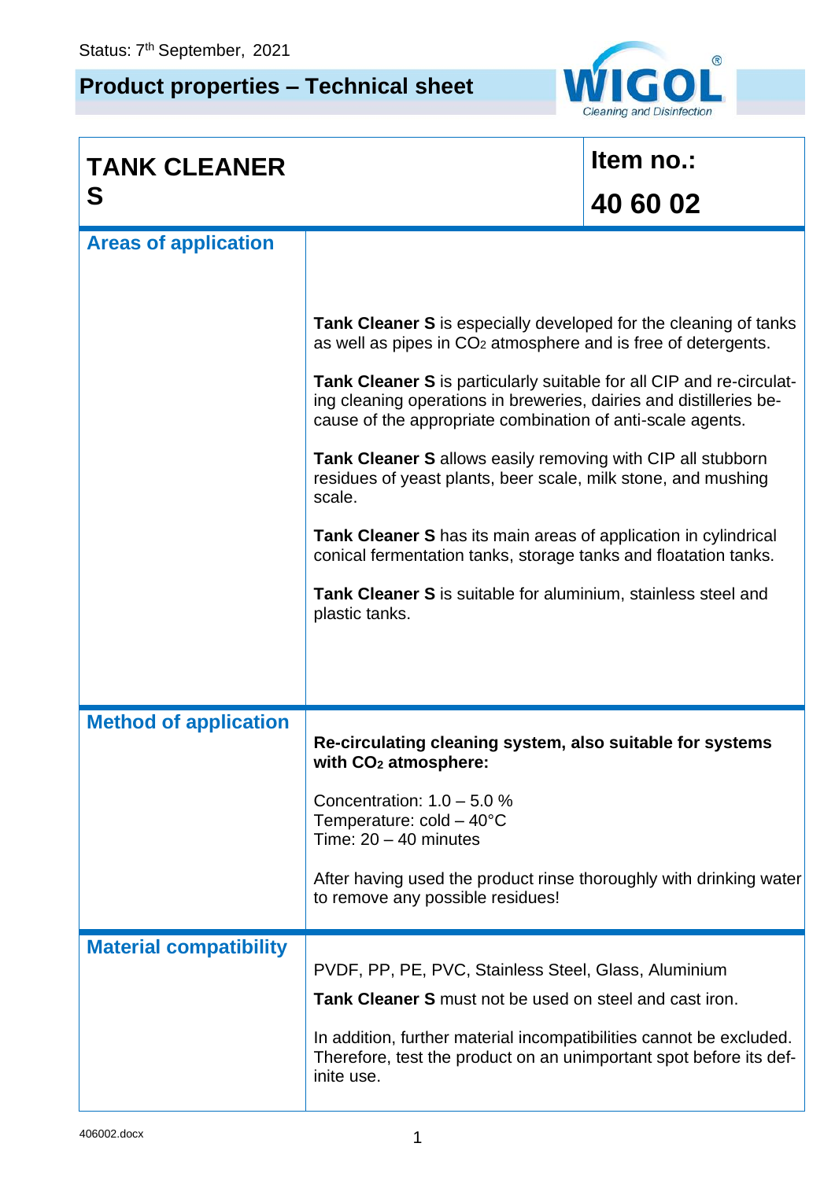Status: 7th September, 2021

# Product properties – Technical sheet

WIGOL® Cleaning and Disinfection

| **TANK CLEANER S** | **Item no.: 40 60 02** |
|---|---|
| **Areas of application** | **Tank Cleaner S** is especially developed for the cleaning of tanks as well as pipes in $CO_2$ atmosphere and is free of detergents.<br><br>**Tank Cleaner S** is particularly suitable for all CIP and re-circulating cleaning operations in breweries, dairies and distilleries because of the appropriate combination of anti-scale agents.<br><br>**Tank Cleaner S** allows easily removing with CIP all stubborn residues of yeast plants, beer scale, milk stone, and mushing scale.<br><br>**Tank Cleaner S** has its main areas of application in cylindrical conical fermentation tanks, storage tanks and floatation tanks.<br><br>**Tank Cleaner S** is suitable for aluminium, stainless steel and plastic tanks. |
| **Method of application** | **Re-circulating cleaning system, also suitable for systems with $CO_2$ atmosphere:**<br><br>Concentration: 1.0 – 5.0 %<br>Temperature: cold – 40°C<br>Time: 20 – 40 minutes<br><br>After having used the product rinse thoroughly with drinking water to remove any possible residues! |
| **Material compatibility** | PVDF, PP, PE, PVC, Stainless Steel, Glass, Aluminium<br><br>**Tank Cleaner S** must not be used on steel and cast iron.<br><br>In addition, further material incompatibilities cannot be excluded. Therefore, test the product on an unimportant spot before its definite use. |

406002.docx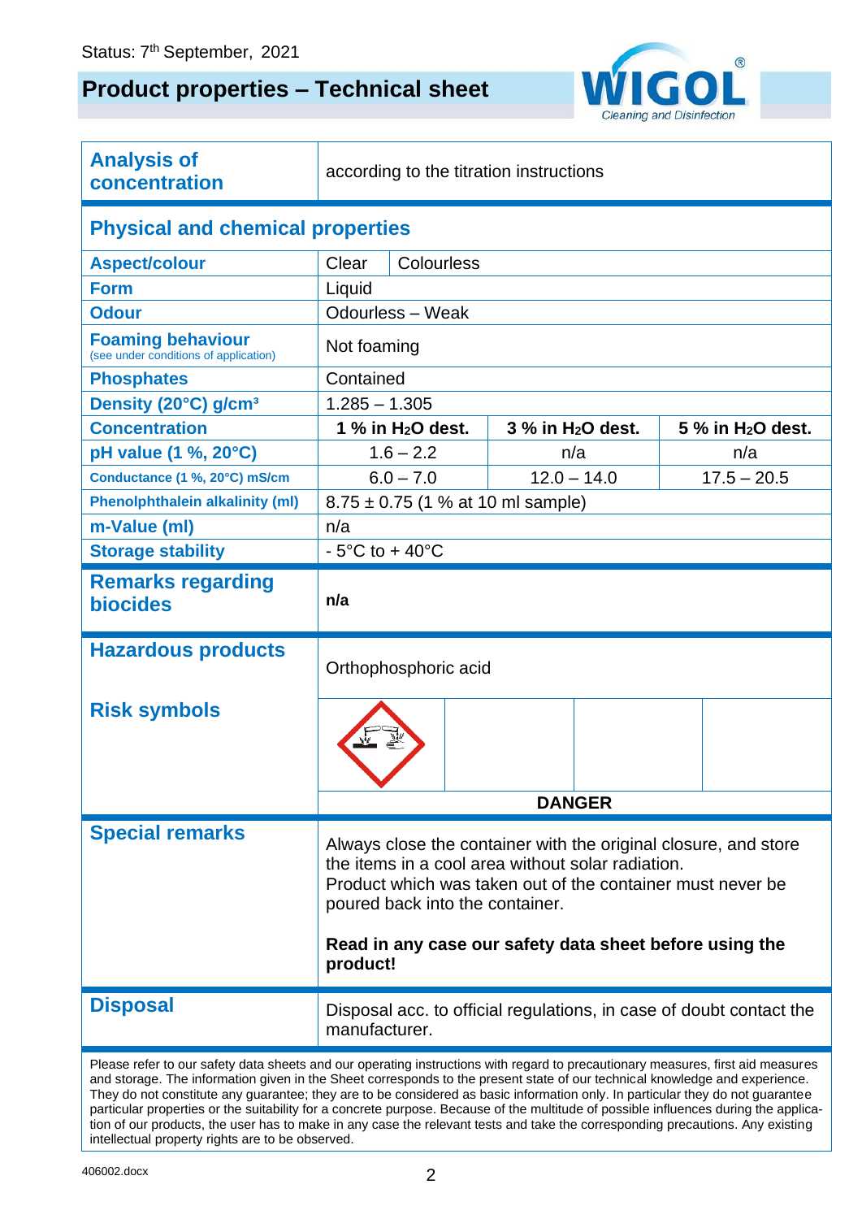Status: 7th September, 2021

# Product properties – Technical sheet

WIGOL® Cleaning and Disinfection

| | | | |
|---|---|---|---|
| **Analysis of concentration** | according to the titration instructions | | |

## Physical and chemical properties

| | | | |
|---|---|---|---|
| **Aspect/colour** | Clear | Colourless | |
| **Form** | Liquid | | |
| **Odour** | Odourless – Weak | | |
| **Foaming behaviour** (see under conditions of application) | Not foaming | | |
| **Phosphates** | Contained | | |
| **Density (20°C) g/cm³** | 1.285 – 1.305 | | |
| **Concentration** | **1 % in $H_2O$ dest.** | **3 % in $H_2O$ dest.** | **5 % in $H_2O$ dest.** |
| **pH value (1 %, 20°C)** | 1.6 – 2.2 | n/a | n/a |
| **Conductance (1 %, 20°C) mS/cm** | 6.0 – 7.0 | 12.0 – 14.0 | 17.5 – 20.5 |
| **Phenolphthalein alkalinity (ml)** | 8.75 ± 0.75 (1 % at 10 ml sample) | | |
| **m-Value (ml)** | n/a | | |
| **Storage stability** | - 5°C to + 40°C | | |

| | |
|---|---|
| **Remarks regarding biocides** | **n/a** |
| **Hazardous products** | Orthophosphoric acid |
| **Risk symbols** | **DANGER** |
| **Special remarks** | Always close the container with the original closure, and store the items in a cool area without solar radiation. Product which was taken out of the container must never be poured back into the container. **Read in any case our safety data sheet before using the product!** |
| **Disposal** | Disposal acc. to official regulations, in case of doubt contact the manufacturer. |

Please refer to our safety data sheets and our operating instructions with regard to precautionary measures, first aid measures and storage. The information given in the Sheet corresponds to the present state of our technical knowledge and experience. They do not constitute any guarantee; they are to be considered as basic information only. In particular they do not guarantee particular properties or the suitability for a concrete purpose. Because of the multitude of possible influences during the application of our products, the user has to make in any case the relevant tests and take the corresponding precautions. Any existing intellectual property rights are to be observed.

406002.docx